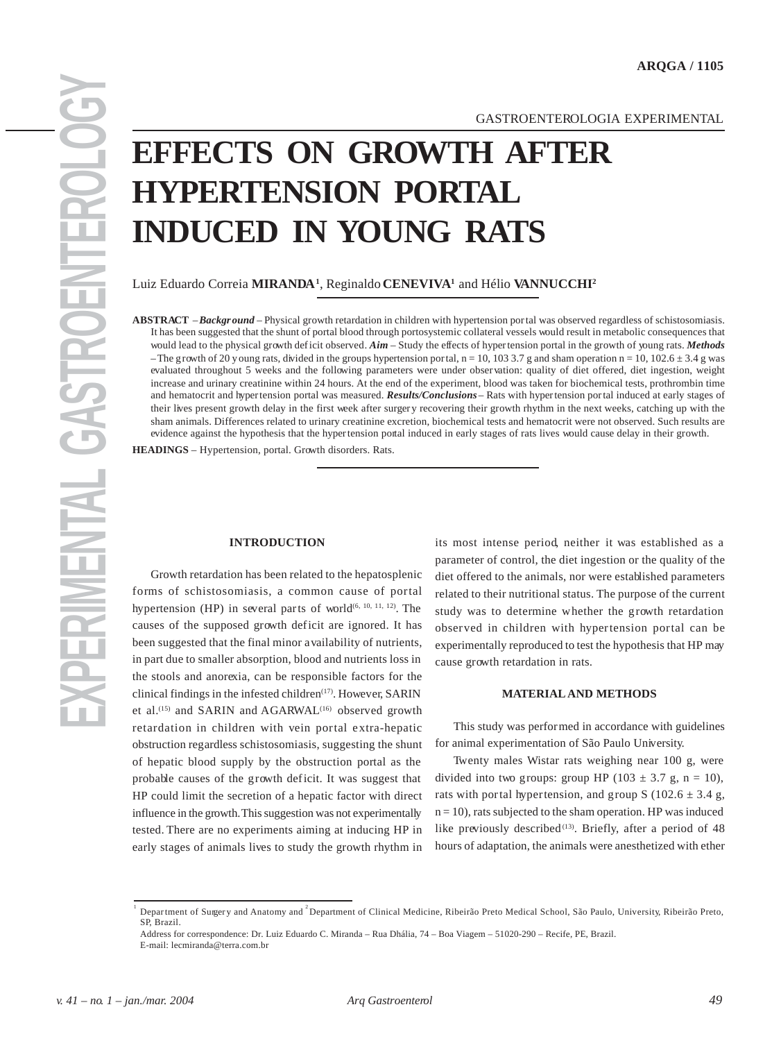GASTROENTEROLOGIA EXPERIMENTAL

# EFFECTS ON GROWTH AFTER HYPERTENSION PORTAL INDUCED IN YOUNG RATS

Luiz Eduardo Correia **MIRANDA**[1], Reginaldo **CENEVIVA**[1] and Hélio **VANNUCCHI**[2]

**ABSTRACT** – ***Background*** – Physical growth retardation in children with hypertension portal was observed regardless of schistosomiasis. It has been suggested that the shunt of portal blood through portosystemic collateral vessels would result in metabolic consequences that would lead to the physical growth deficit observed. ***Aim*** – Study the effects of hypertension portal in the growth of young rats. ***Methods*** – The growth of 20 young rats, divided in the groups hypertension portal, n = 10, 103 3.7 g and sham operation n = 10, 102.6 ± 3.4 g was evaluated throughout 5 weeks and the following parameters were under observation: quality of diet offered, diet ingestion, weight increase and urinary creatinine within 24 hours. At the end of the experiment, blood was taken for biochemical tests, prothrombin time and hematocrit and hypertension portal was measured. ***Results/Conclusions*** – Rats with hypertension portal induced at early stages of their lives present growth delay in the first week after surgery recovering their growth rhythm in the next weeks, catching up with the sham animals. Differences related to urinary creatinine excretion, biochemical tests and hematocrit were not observed. Such results are evidence against the hypothesis that the hypertension portal induced in early stages of rats lives would cause delay in their growth.

**HEADINGS** – Hypertension, portal. Growth disorders. Rats.

## INTRODUCTION

Growth retardation has been related to the hepatosplenic forms of schistosomiasis, a common cause of portal hypertension (HP) in several parts of world[6, 10, 11, 12]. The causes of the supposed growth deficit are ignored. It has been suggested that the final minor availability of nutrients, in part due to smaller absorption, blood and nutrients loss in the stools and anorexia, can be responsible factors for the clinical findings in the infested children[17]. However, SARIN et al.[15] and SARIN and AGARWAL[16] observed growth retardation in children with vein portal extra-hepatic obstruction regardless schistosomiasis, suggesting the shunt of hepatic blood supply by the obstruction portal as the probable causes of the growth deficit. It was suggest that HP could limit the secretion of a hepatic factor with direct influence in the growth. This suggestion was not experimentally tested. There are no experiments aiming at inducing HP in early stages of animals lives to study the growth rhythm in its most intense period, neither it was established as a parameter of control, the diet ingestion or the quality of the diet offered to the animals, nor were established parameters related to their nutritional status. The purpose of the current study was to determine whether the growth retardation observed in children with hypertension portal can be experimentally reproduced to test the hypothesis that HP may cause growth retardation in rats.

## MATERIAL AND METHODS

This study was performed in accordance with guidelines for animal experimentation of São Paulo University.

Twenty males Wistar rats weighing near 100 g, were divided into two groups: group HP (103 ± 3.7 g, n = 10), rats with portal hypertension, and group S (102.6 ± 3.4 g, n = 10), rats subjected to the sham operation. HP was induced like previously described[13]. Briefly, after a period of 48 hours of adaptation, the animals were anesthetized with ether

---

[1] Department of Surgery and Anatomy and [2] Department of Clinical Medicine, Ribeirão Preto Medical School, São Paulo, University, Ribeirão Preto, SP, Brazil.

Address for correspondence: Dr. Luiz Eduardo C. Miranda – Rua Dhália, 74 – Boa Viagem – 51020-290 – Recife, PE, Brazil.
E-mail: lecmiranda@terra.com.br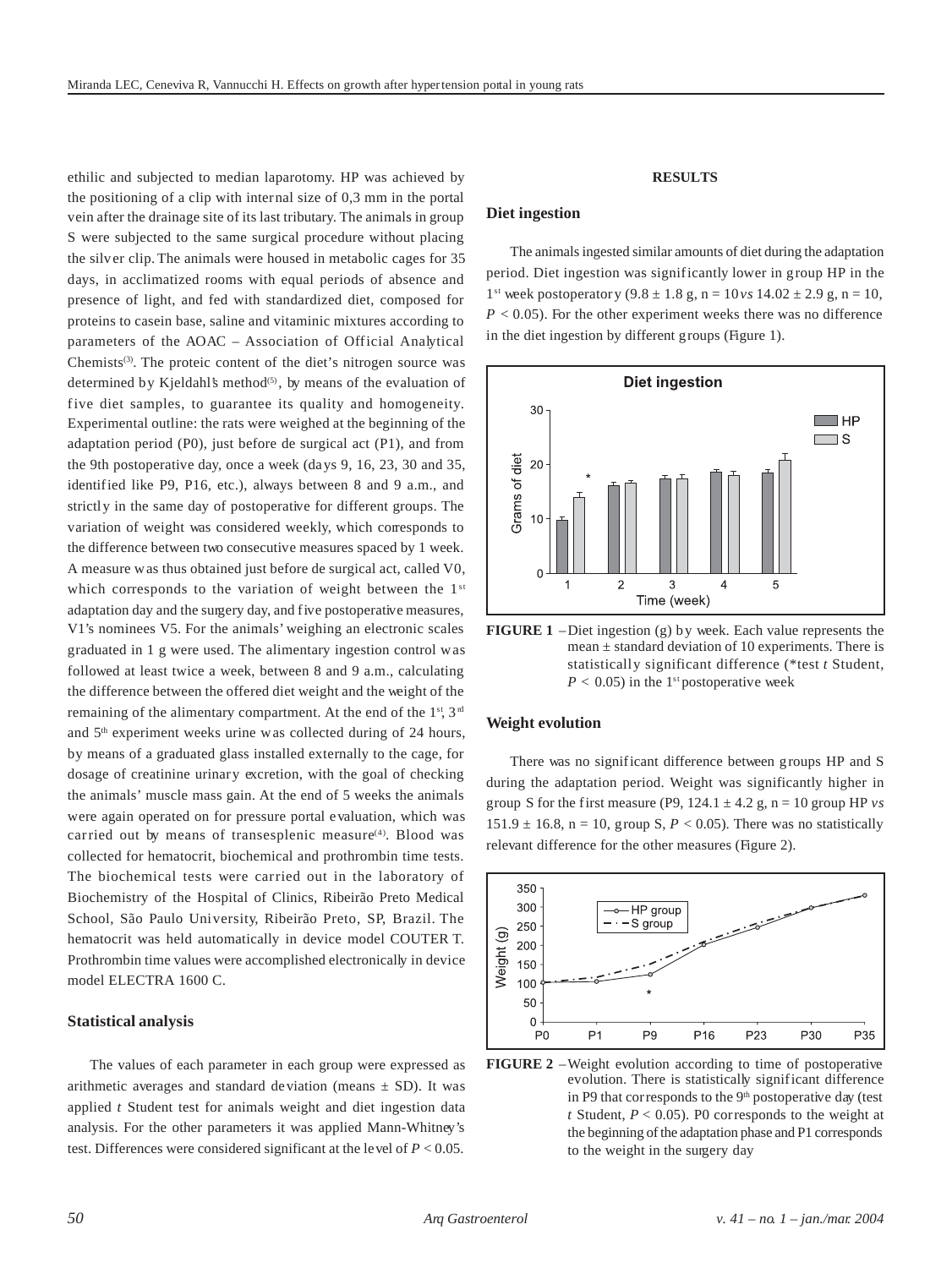ethilic and subjected to median laparotomy. HP was achieved by the positioning of a clip with internal size of 0,3 mm in the portal vein after the drainage site of its last tributary. The animals in group S were subjected to the same surgical procedure without placing the silver clip. The animals were housed in metabolic cages for 35 days, in acclimatized rooms with equal periods of absence and presence of light, and fed with standardized diet, composed for proteins to casein base, saline and vitaminic mixtures according to parameters of the AOAC – Association of Official Analytical Chemists[3]. The proteic content of the diet's nitrogen source was determined by Kjeldahl's method[5], by means of the evaluation of five diet samples, to guarantee its quality and homogeneity. Experimental outline: the rats were weighed at the beginning of the adaptation period (P0), just before de surgical act (P1), and from the 9th postoperative day, once a week (days 9, 16, 23, 30 and 35, identified like P9, P16, etc.), always between 8 and 9 a.m., and strictly in the same day of postoperative for different groups. The variation of weight was considered weekly, which corresponds to the difference between two consecutive measures spaced by 1 week. A measure was thus obtained just before de surgical act, called V0, which corresponds to the variation of weight between the 1st adaptation day and the surgery day, and five postoperative measures, V1's nominees V5. For the animals' weighing an electronic scales graduated in 1 g were used. The alimentary ingestion control was followed at least twice a week, between 8 and 9 a.m., calculating the difference between the offered diet weight and the weight of the remaining of the alimentary compartment. At the end of the 1st, 3rd and 5th experiment weeks urine was collected during of 24 hours, by means of a graduated glass installed externally to the cage, for dosage of creatinine urinary excretion, with the goal of checking the animals' muscle mass gain. At the end of 5 weeks the animals were again operated on for pressure portal evaluation, which was carried out by means of transesplenic measure[4]. Blood was collected for hematocrit, biochemical and prothrombin time tests. The biochemical tests were carried out in the laboratory of Biochemistry of the Hospital of Clinics, Ribeirão Preto Medical School, São Paulo University, Ribeirão Preto, SP, Brazil. The hematocrit was held automatically in device model COUTER T. Prothrombin time values were accomplished electronically in device model ELECTRA 1600 C.

### Statistical analysis

The values of each parameter in each group were expressed as arithmetic averages and standard deviation (means ± SD). It was applied *t* Student test for animals weight and diet ingestion data analysis. For the other parameters it was applied Mann-Whitney's test. Differences were considered significant at the level of $P < 0.05$.

## RESULTS

### Diet ingestion

The animals ingested similar amounts of diet during the adaptation period. Diet ingestion was significantly lower in group HP in the 1st week postoperatory (9.8 ± 1.8 g, n = 10 *vs* 14.02 ± 2.9 g, n = 10, $P < 0.05$). For the other experiment weeks there was no difference in the diet ingestion by different groups (Figure 1).

Diet ingestion
Grams of diet
30
20
10
0
1 2 3 4 5
Time (week)
HP
S
*

**FIGURE 1** – Diet ingestion (g) by week. Each value represents the mean ± standard deviation of 10 experiments. There is statistically significant difference (*test *t* Student, $P < 0.05$) in the 1st postoperative week

### Weight evolution

There was no significant difference between groups HP and S during the adaptation period. Weight was significantly higher in group S for the first measure (P9, 124.1 ± 4.2 g, n = 10 group HP *vs* 151.9 ± 16.8, n = 10, group S, $P < 0.05$). There was no statistically relevant difference for the other measures (Figure 2).

Weight (g)
350
300
250
200
150
100
50
0
P0 P1 P9 P16 P23 P30 P35
HP group
S group
*

**FIGURE 2** – Weight evolution according to time of postoperative evolution. There is statistically significant difference in P9 that corresponds to the 9th postoperative day (test *t* Student, $P < 0.05$). P0 corresponds to the weight at the beginning of the adaptation phase and P1 corresponds to the weight in the surgery day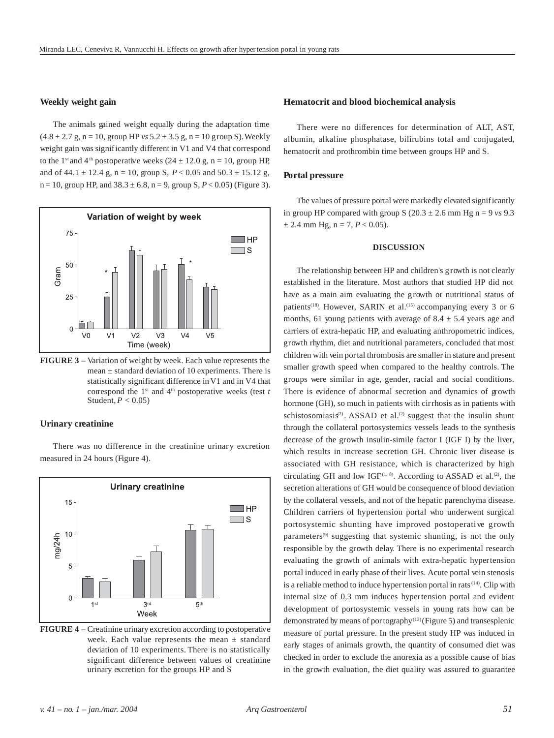### Weekly weight gain

The animals gained weight equally during the adaptation time (4.8 ± 2.7 g, n = 10, group HP *vs* 5.2 ± 3.5 g, n = 10 group S). Weekly weight gain was significantly different in V1 and V4 that correspond to the 1st and 4th postoperative weeks (24 ± 12.0 g, n = 10, group HP, and of 44.1 ± 12.4 g, n = 10, group S, $P < 0.05$ and 50.3 ± 15.12 g, n = 10, group HP, and 38.3 ± 6.8, n = 9, group S, $P < 0.05$) (Figure 3).

Variation of weight by week

75
50
25
0
Gram
HP
S
*
*
V0 V1 V2 V3 V4 V5
Time (week)

**FIGURE 3** – Variation of weight by week. Each value represents the mean ± standard deviation of 10 experiments. There is statistically significant difference in V1 and in V4 that correspond the 1st and 4th postoperative weeks (test *t* Student, $P < 0.05$)

### Urinary creatinine

There was no difference in the creatinine urinary excretion measured in 24 hours (Figure 4).

Urinary creatinine

15
10
5
0
mg/24h
HP
S
1st 3rd 5th
Week

**FIGURE 4** – Creatinine urinary excretion according to postoperative week. Each value represents the mean ± standard deviation of 10 experiments. There is no statistically significant difference between values of creatinine urinary excretion for the groups HP and S

### Hematocrit and blood biochemical analysis

There were no differences for determination of ALT, AST, albumin, alkaline phosphatase, bilirubins total and conjugated, hematocrit and prothrombin time between groups HP and S.

### Portal pressure

The values of pressure portal were markedly elevated significantly in group HP compared with group S (20.3 ± 2.6 mm Hg n = 9 *vs* 9.3 ± 2.4 mm Hg, n = 7, $P < 0.05$).

## DISCUSSION

The relationship between HP and children's growth is not clearly established in the literature. Most authors that studied HP did not have as a main aim evaluating the growth or nutritional status of patients[18]. However, SARIN et al.[15] accompanying every 3 or 6 months, 61 young patients with average of 8.4 ± 5.4 years age and carriers of extra-hepatic HP, and evaluating anthropometric indices, growth rhythm, diet and nutritional parameters, concluded that most children with vein portal thrombosis are smaller in stature and present smaller growth speed when compared to the healthy controls. The groups were similar in age, gender, racial and social conditions. There is evidence of abnormal secretion and dynamics of growth hormone (GH), so much in patients with cirrhosis as in patients with schistosomiasis[2]. ASSAD et al.[2] suggest that the insulin shunt through the collateral portosystemics vessels leads to the synthesis decrease of the growth insulin-simile factor I (IGF I) by the liver, which results in increase secretion GH. Chronic liver disease is associated with GH resistance, which is characterized by high circulating GH and low IGF[1, 8]. According to ASSAD et al.[2], the secretion alterations of GH would be consequence of blood deviation by the collateral vessels, and not of the hepatic parenchyma disease. Children carriers of hypertension portal who underwent surgical portosystemic shunting have improved postoperative growth parameters[9] suggesting that systemic shunting, is not the only responsible by the growth delay. There is no experimental research evaluating the growth of animals with extra-hepatic hypertension portal induced in early phase of their lives. Acute portal vein stenosis is a reliable method to induce hypertension portal in rats[14]. Clip with internal size of 0,3 mm induces hypertension portal and evident development of portosystemic vessels in young rats how can be demonstrated by means of portography[13] (Figure 5) and transesplenic measure of portal pressure. In the present study HP was induced in early stages of animals growth, the quantity of consumed diet was checked in order to exclude the anorexia as a possible cause of bias in the growth evaluation, the diet quality was assured to guarantee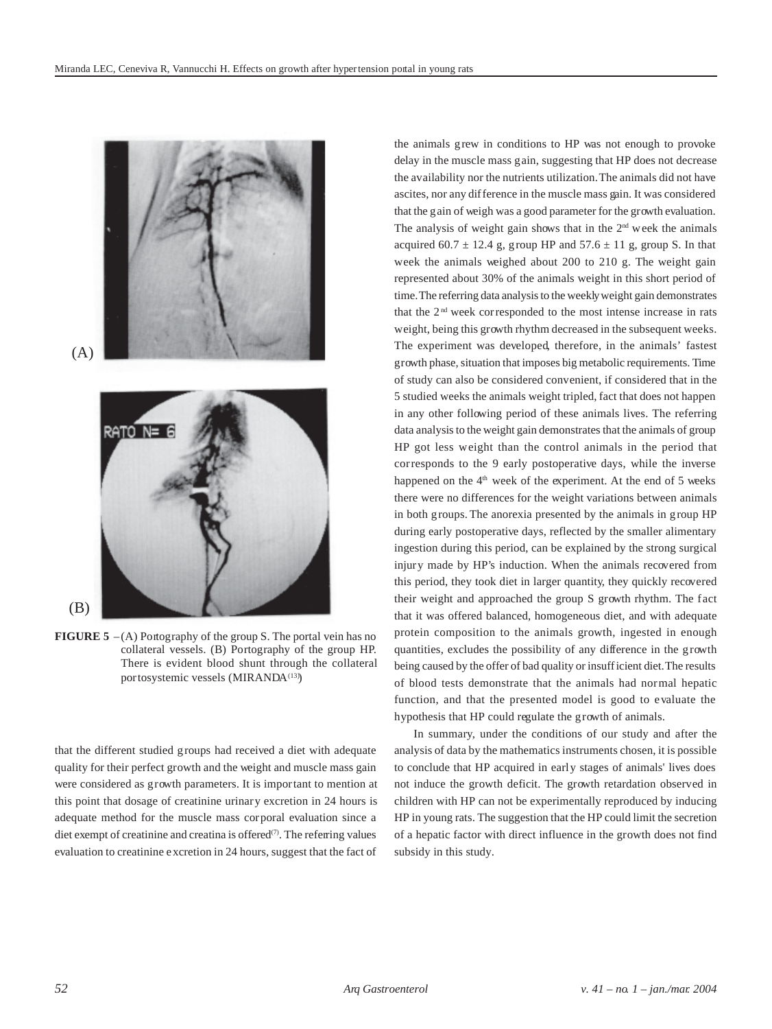(A)

(B)

**FIGURE 5** – (A) Portography of the group S. The portal vein has no collateral vessels. (B) Portography of the group HP. There is evident blood shunt through the collateral portosystemic vessels (MIRANDA[13])

that the different studied groups had received a diet with adequate quality for their perfect growth and the weight and muscle mass gain were considered as growth parameters. It is important to mention at this point that dosage of creatinine urinary excretion in 24 hours is adequate method for the muscle mass corporal evaluation since a diet exempt of creatinine and creatina is offered[7]. The referring values evaluation to creatinine excretion in 24 hours, suggest that the fact of the animals grew in conditions to HP was not enough to provoke delay in the muscle mass gain, suggesting that HP does not decrease the availability nor the nutrients utilization. The animals did not have ascites, nor any difference in the muscle mass gain. It was considered that the gain of weigh was a good parameter for the growth evaluation. The analysis of weight gain shows that in the 2nd week the animals acquired 60.7 ± 12.4 g, group HP and 57.6 ± 11 g, group S. In that week the animals weighed about 200 to 210 g. The weight gain represented about 30% of the animals weight in this short period of time. The referring data analysis to the weekly weight gain demonstrates that the 2nd week corresponded to the most intense increase in rats weight, being this growth rhythm decreased in the subsequent weeks. The experiment was developed, therefore, in the animals' fastest growth phase, situation that imposes big metabolic requirements. Time of study can also be considered convenient, if considered that in the 5 studied weeks the animals weight tripled, fact that does not happen in any other following period of these animals lives. The referring data analysis to the weight gain demonstrates that the animals of group HP got less weight than the control animals in the period that corresponds to the 9 early postoperative days, while the inverse happened on the 4th week of the experiment. At the end of 5 weeks there were no differences for the weight variations between animals in both groups. The anorexia presented by the animals in group HP during early postoperative days, reflected by the smaller alimentary ingestion during this period, can be explained by the strong surgical injury made by HP's induction. When the animals recovered from this period, they took diet in larger quantity, they quickly recovered their weight and approached the group S growth rhythm. The fact that it was offered balanced, homogeneous diet, and with adequate protein composition to the animals growth, ingested in enough quantities, excludes the possibility of any difference in the growth being caused by the offer of bad quality or insufficient diet. The results of blood tests demonstrate that the animals had normal hepatic function, and that the presented model is good to evaluate the hypothesis that HP could regulate the growth of animals.

In summary, under the conditions of our study and after the analysis of data by the mathematics instruments chosen, it is possible to conclude that HP acquired in early stages of animals' lives does not induce the growth deficit. The growth retardation observed in children with HP can not be experimentally reproduced by inducing HP in young rats. The suggestion that the HP could limit the secretion of a hepatic factor with direct influence in the growth does not find subsidy in this study.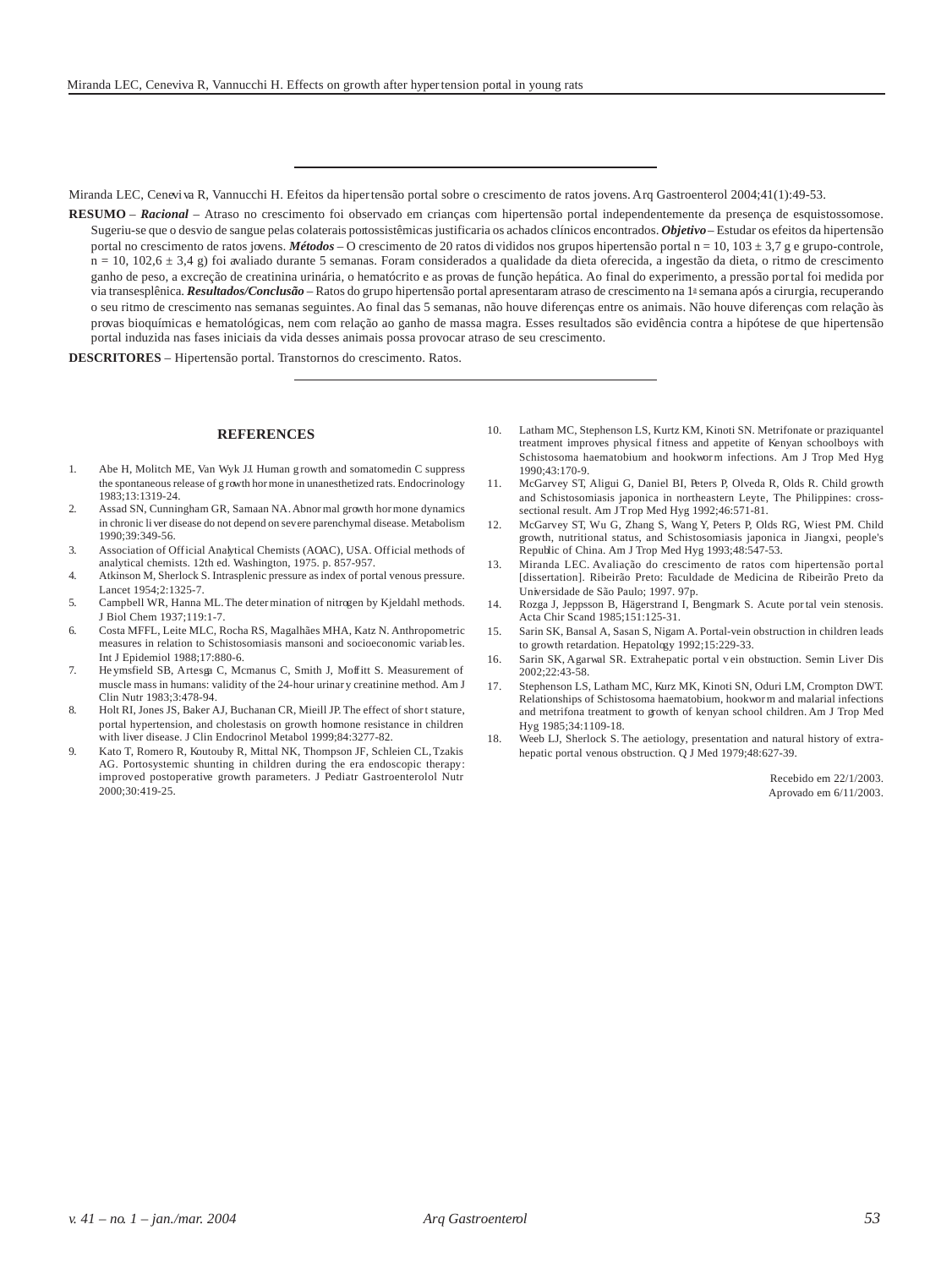Miranda LEC, Ceneviva R, Vannucchi H. Efeitos da hipertensão portal sobre o crescimento de ratos jovens. Arq Gastroenterol 2004;41(1):49-53.

**RESUMO** – ***Racional*** – Atraso no crescimento foi observado em crianças com hipertensão portal independentemente da presença de esquistossomose. Sugeriu-se que o desvio de sangue pelas colaterais portossistêmicas justificaria os achados clínicos encontrados. ***Objetivo*** – Estudar os efeitos da hipertensão portal no crescimento de ratos jovens. ***Métodos*** – O crescimento de 20 ratos divididos nos grupos hipertensão portal n = 10, 103 ± 3,7 g e grupo-controle, n = 10, 102,6 ± 3,4 g) foi avaliado durante 5 semanas. Foram considerados a qualidade da dieta oferecida, a ingestão da dieta, o ritmo de crescimento ganho de peso, a excreção de creatinina urinária, o hematócrito e as provas de função hepática. Ao final do experimento, a pressão portal foi medida por via transesplênica. ***Resultados/Conclusão*** – Ratos do grupo hipertensão portal apresentaram atraso de crescimento na 1ª semana após a cirurgia, recuperando o seu ritmo de crescimento nas semanas seguintes. Ao final das 5 semanas, não houve diferenças entre os animais. Não houve diferenças com relação às provas bioquímicas e hematológicas, nem com relação ao ganho de massa magra. Esses resultados são evidência contra a hipótese de que hipertensão portal induzida nas fases iniciais da vida desses animais possa provocar atraso de seu crescimento.

**DESCRITORES** – Hipertensão portal. Transtornos do crescimento. Ratos.

## REFERENCES

1. Abe H, Molitch ME, Van Wyk JJ. Human growth and somatomedin C suppress the spontaneous release of growth hormone in unanesthetized rats. Endocrinology 1983;13:1319-24.
2. Assad SN, Cunningham GR, Samaan NA. Abnormal growth hormone dynamics in chronic liver disease do not depend on severe parenchymal disease. Metabolism 1990;39:349-56.
3. Association of Official Analytical Chemists (AOAC), USA. Official methods of analytical chemists. 12th ed. Washington, 1975. p. 857-957.
4. Atkinson M, Sherlock S. Intrasplenic pressure as index of portal venous pressure. Lancet 1954;2:1325-7.
5. Campbell WR, Hanna ML. The determination of nitrogen by Kjeldahl methods. J Biol Chem 1937;119:1-7.
6. Costa MFFL, Leite MLC, Rocha RS, Magalhães MHA, Katz N. Anthropometric measures in relation to Schistosomiasis mansoni and socioeconomic variables. Int J Epidemiol 1988;17:880-6.
7. Heymsfield SB, Artesga C, Mcmanus C, Smith J, Moffitt S. Measurement of muscle mass in humans: validity of the 24-hour urinary creatinine method. Am J Clin Nutr 1983;3:478-94.
8. Holt RI, Jones JS, Baker AJ, Buchanan CR, Mieill JP. The effect of short stature, portal hypertension, and cholestasis on growth hormone resistance in children with liver disease. J Clin Endocrinol Metabol 1999;84:3277-82.
9. Kato T, Romero R, Koutouby R, Mittal NK, Thompson JF, Schleien CL, Tzakis AG. Portosystemic shunting in children during the era endoscopic therapy: improved postoperative growth parameters. J Pediatr Gastroenterolol Nutr 2000;30:419-25.
10. Latham MC, Stephenson LS, Kurtz KM, Kinoti SN. Metrifonate or praziquantel treatment improves physical fitness and appetite of Kenyan schoolboys with Schistosoma haematobium and hookworm infections. Am J Trop Med Hyg 1990;43:170-9.
11. McGarvey ST, Aligui G, Daniel BI, Peters P, Olveda R, Olds R. Child growth and Schistosomiasis japonica in northeastern Leyte, The Philippines: cross-sectional result. Am J Trop Med Hyg 1992;46:571-81.
12. McGarvey ST, Wu G, Zhang S, Wang Y, Peters P, Olds RG, Wiest PM. Child growth, nutritional status, and Schistosomiasis japonica in Jiangxi, people's Republic of China. Am J Trop Med Hyg 1993;48:547-53.
13. Miranda LEC. Avaliação do crescimento de ratos com hipertensão portal [dissertation]. Ribeirão Preto: Faculdade de Medicina de Ribeirão Preto da Universidade de São Paulo; 1997. 97p.
14. Rozga J, Jeppsson B, Hägerstrand I, Bengmark S. Acute portal vein stenosis. Acta Chir Scand 1985;151:125-31.
15. Sarin SK, Bansal A, Sasan S, Nigam A. Portal-vein obstruction in children leads to growth retardation. Hepatology 1992;15:229-33.
16. Sarin SK, Agarwal SR. Extrahepatic portal vein obstruction. Semin Liver Dis 2002;22:43-58.
17. Stephenson LS, Latham MC, Kurz MK, Kinoti SN, Oduri LM, Crompton DWT. Relationships of Schistosoma haematobium, hookworm and malarial infections and metrifona treatment to growth of kenyan school children. Am J Trop Med Hyg 1985;34:1109-18.
18. Weeb LJ, Sherlock S. The aetiology, presentation and natural history of extra-hepatic portal venous obstruction. Q J Med 1979;48:627-39.

Recebido em 22/1/2003.
Aprovado em 6/11/2003.